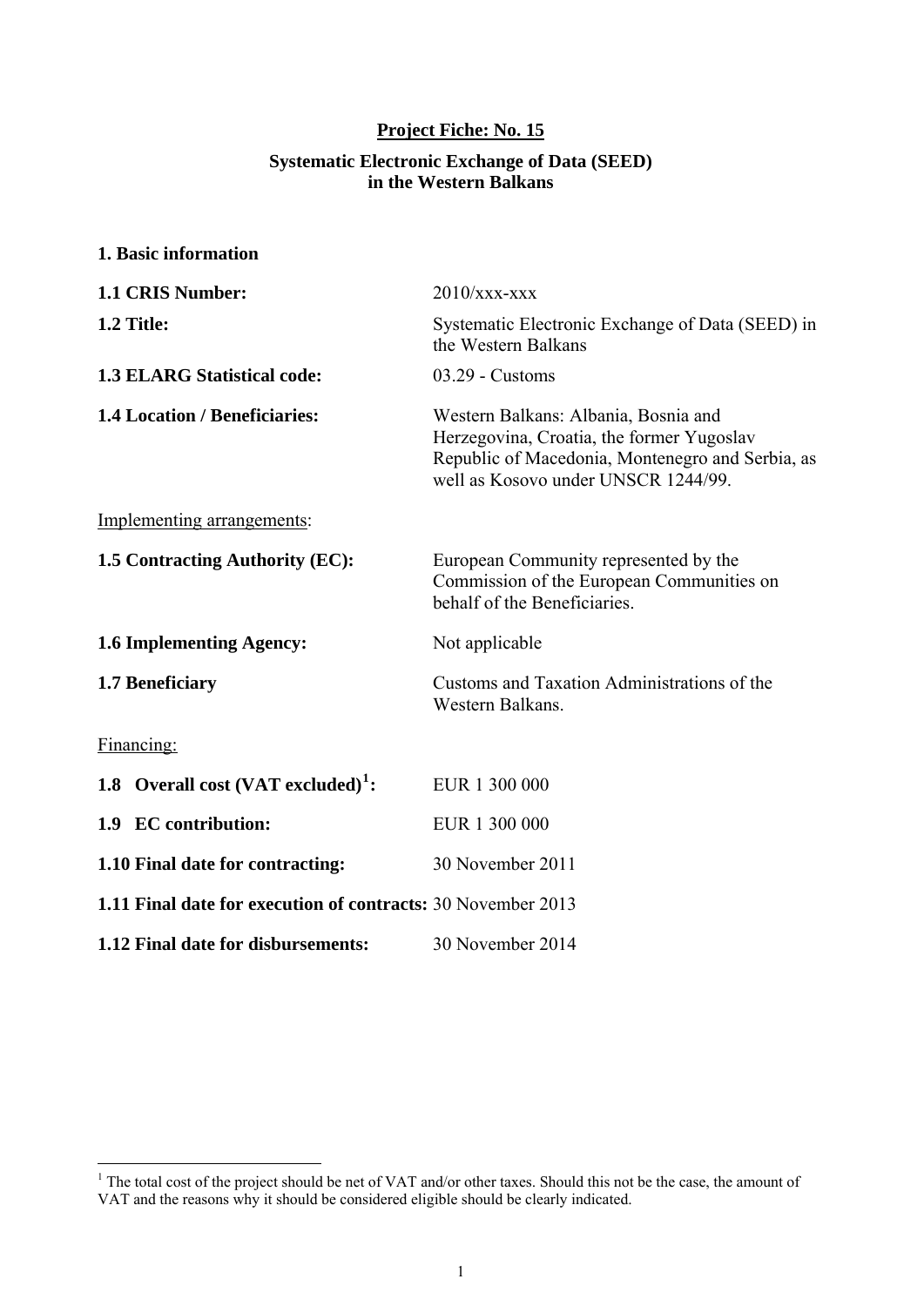**Project Fiche: No. 15**

**Systematic Electronic Exchange of Data (SEED) in the Western Balkans**

## 1. Basic information

| | |
|---|---|
| **1.1 CRIS Number:** | 2010/xxx-xxx |
| **1.2 Title:** | Systematic Electronic Exchange of Data (SEED) in the Western Balkans |
| **1.3 ELARG Statistical code:** | 03.29 - Customs |
| **1.4 Location / Beneficiaries:** | Western Balkans: Albania, Bosnia and Herzegovina, Croatia, the former Yugoslav Republic of Macedonia, Montenegro and Serbia, as well as Kosovo under UNSCR 1244/99. |

Implementing arrangements:

| | |
|---|---|
| **1.5 Contracting Authority (EC):** | European Community represented by the Commission of the European Communities on behalf of the Beneficiaries. |
| **1.6 Implementing Agency:** | Not applicable |
| **1.7 Beneficiary** | Customs and Taxation Administrations of the Western Balkans. |

Financing:

| | |
|---|---|
| **1.8 Overall cost (VAT excluded)[1]:** | EUR 1 300 000 |
| **1.9 EC contribution:** | EUR 1 300 000 |
| **1.10 Final date for contracting:** | 30 November 2011 |
| **1.11 Final date for execution of contracts:** | 30 November 2013 |
| **1.12 Final date for disbursements:** | 30 November 2014 |

[1] The total cost of the project should be net of VAT and/or other taxes. Should this not be the case, the amount of VAT and the reasons why it should be considered eligible should be clearly indicated.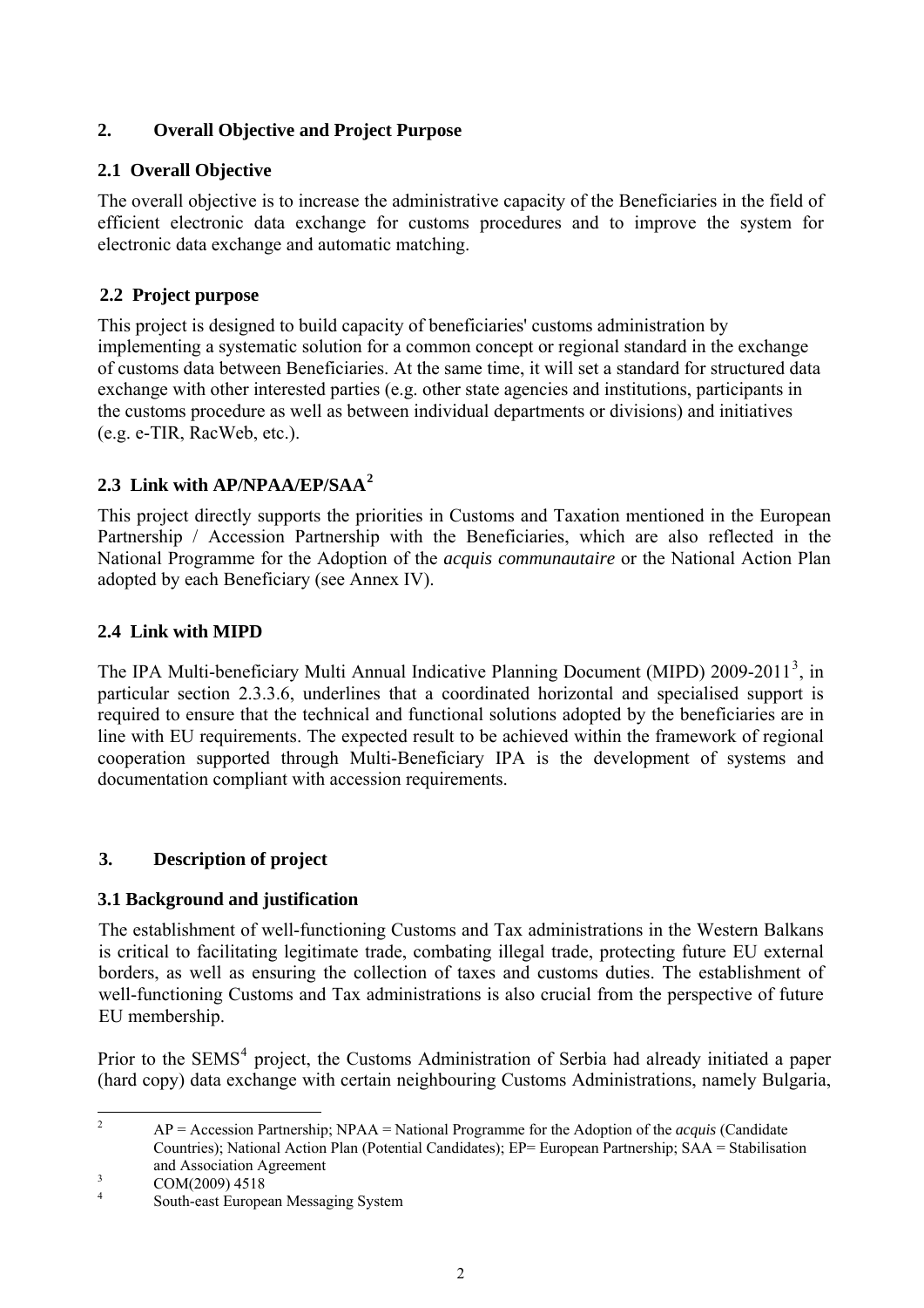## 2. Overall Objective and Project Purpose

### 2.1 Overall Objective

The overall objective is to increase the administrative capacity of the Beneficiaries in the field of efficient electronic data exchange for customs procedures and to improve the system for electronic data exchange and automatic matching.

### 2.2 Project purpose

This project is designed to build capacity of beneficiaries' customs administration by implementing a systematic solution for a common concept or regional standard in the exchange of customs data between Beneficiaries. At the same time, it will set a standard for structured data exchange with other interested parties (e.g. other state agencies and institutions, participants in the customs procedure as well as between individual departments or divisions) and initiatives (e.g. e-TIR, RacWeb, etc.).

### 2.3 Link with AP/NPAA/EP/SAA[2]

This project directly supports the priorities in Customs and Taxation mentioned in the European Partnership / Accession Partnership with the Beneficiaries, which are also reflected in the National Programme for the Adoption of the *acquis communautaire* or the National Action Plan adopted by each Beneficiary (see Annex IV).

### 2.4 Link with MIPD

The IPA Multi-beneficiary Multi Annual Indicative Planning Document (MIPD) 2009-2011[3], in particular section 2.3.3.6, underlines that a coordinated horizontal and specialised support is required to ensure that the technical and functional solutions adopted by the beneficiaries are in line with EU requirements. The expected result to be achieved within the framework of regional cooperation supported through Multi-Beneficiary IPA is the development of systems and documentation compliant with accession requirements.

## 3. Description of project

### 3.1 Background and justification

The establishment of well-functioning Customs and Tax administrations in the Western Balkans is critical to facilitating legitimate trade, combating illegal trade, protecting future EU external borders, as well as ensuring the collection of taxes and customs duties. The establishment of well-functioning Customs and Tax administrations is also crucial from the perspective of future EU membership.

Prior to the SEMS[4] project, the Customs Administration of Serbia had already initiated a paper (hard copy) data exchange with certain neighbouring Customs Administrations, namely Bulgaria,

---

[2] AP = Accession Partnership; NPAA = National Programme for the Adoption of the *acquis* (Candidate Countries); National Action Plan (Potential Candidates); EP= European Partnership; SAA = Stabilisation and Association Agreement

[3] COM(2009) 4518

[4] South-east European Messaging System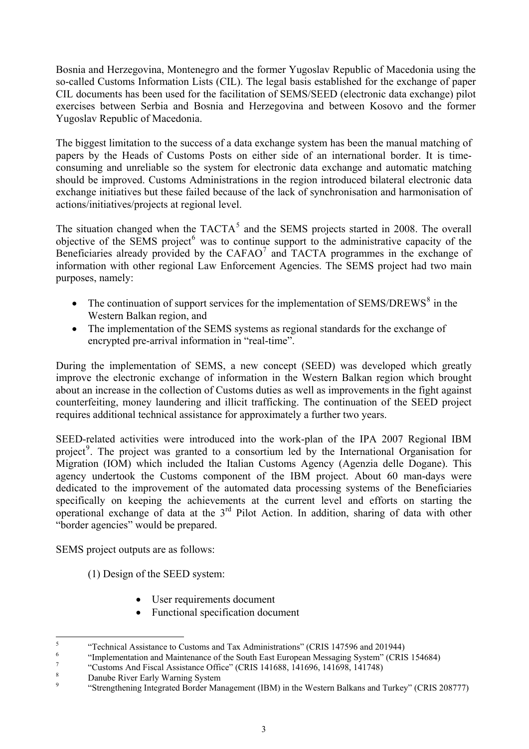Bosnia and Herzegovina, Montenegro and the former Yugoslav Republic of Macedonia using the so-called Customs Information Lists (CIL). The legal basis established for the exchange of paper CIL documents has been used for the facilitation of SEMS/SEED (electronic data exchange) pilot exercises between Serbia and Bosnia and Herzegovina and between Kosovo and the former Yugoslav Republic of Macedonia.

The biggest limitation to the success of a data exchange system has been the manual matching of papers by the Heads of Customs Posts on either side of an international border. It is time-consuming and unreliable so the system for electronic data exchange and automatic matching should be improved. Customs Administrations in the region introduced bilateral electronic data exchange initiatives but these failed because of the lack of synchronisation and harmonisation of actions/initiatives/projects at regional level.

The situation changed when the TACTA[5] and the SEMS projects started in 2008. The overall objective of the SEMS project[6] was to continue support to the administrative capacity of the Beneficiaries already provided by the CAFAO[7] and TACTA programmes in the exchange of information with other regional Law Enforcement Agencies. The SEMS project had two main purposes, namely:

- The continuation of support services for the implementation of SEMS/DREWS[8] in the Western Balkan region, and
- The implementation of the SEMS systems as regional standards for the exchange of encrypted pre-arrival information in "real-time".

During the implementation of SEMS, a new concept (SEED) was developed which greatly improve the electronic exchange of information in the Western Balkan region which brought about an increase in the collection of Customs duties as well as improvements in the fight against counterfeiting, money laundering and illicit trafficking. The continuation of the SEED project requires additional technical assistance for approximately a further two years.

SEED-related activities were introduced into the work-plan of the IPA 2007 Regional IBM project[9]. The project was granted to a consortium led by the International Organisation for Migration (IOM) which included the Italian Customs Agency (Agenzia delle Dogane). This agency undertook the Customs component of the IBM project. About 60 man-days were dedicated to the improvement of the automated data processing systems of the Beneficiaries specifically on keeping the achievements at the current level and efforts on starting the operational exchange of data at the 3rd Pilot Action. In addition, sharing of data with other "border agencies" would be prepared.

SEMS project outputs are as follows:

(1) Design of the SEED system:

- User requirements document
- Functional specification document

---

[5] "Technical Assistance to Customs and Tax Administrations" (CRIS 147596 and 201944)

[6] "Implementation and Maintenance of the South East European Messaging System" (CRIS 154684)

[7] "Customs And Fiscal Assistance Office" (CRIS 141688, 141696, 141698, 141748)

[8] Danube River Early Warning System

[9] "Strengthening Integrated Border Management (IBM) in the Western Balkans and Turkey" (CRIS 208777)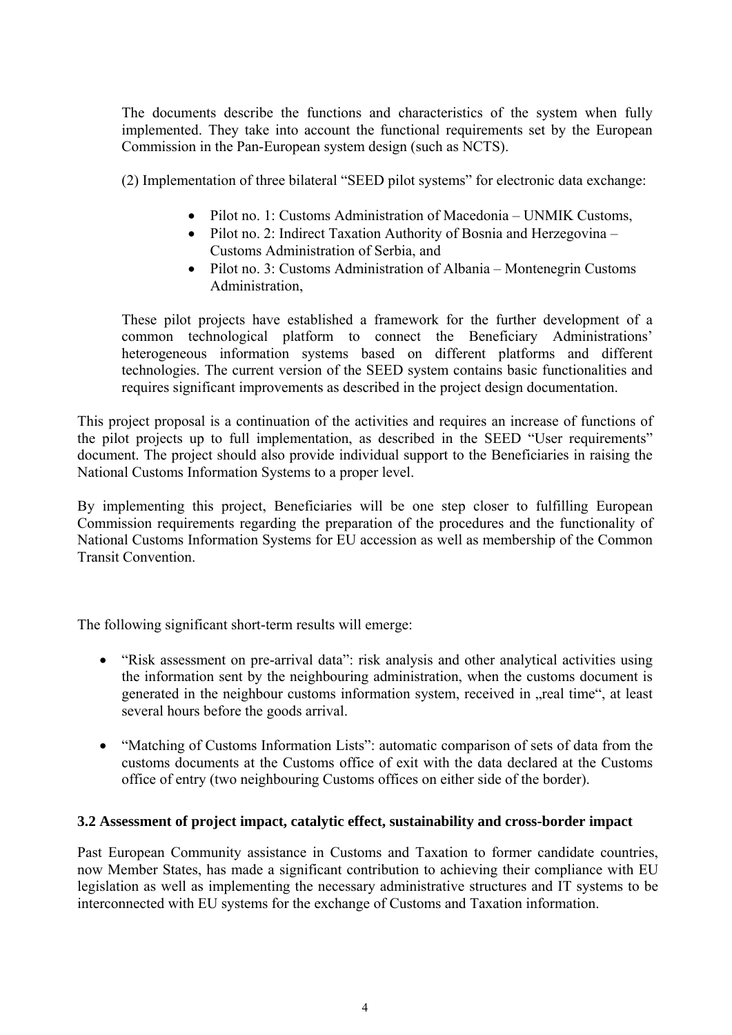The documents describe the functions and characteristics of the system when fully implemented. They take into account the functional requirements set by the European Commission in the Pan-European system design (such as NCTS).

(2) Implementation of three bilateral "SEED pilot systems" for electronic data exchange:

- Pilot no. 1: Customs Administration of Macedonia – UNMIK Customs,
- Pilot no. 2: Indirect Taxation Authority of Bosnia and Herzegovina – Customs Administration of Serbia, and
- Pilot no. 3: Customs Administration of Albania – Montenegrin Customs Administration,

These pilot projects have established a framework for the further development of a common technological platform to connect the Beneficiary Administrations' heterogeneous information systems based on different platforms and different technologies. The current version of the SEED system contains basic functionalities and requires significant improvements as described in the project design documentation.

This project proposal is a continuation of the activities and requires an increase of functions of the pilot projects up to full implementation, as described in the SEED "User requirements" document. The project should also provide individual support to the Beneficiaries in raising the National Customs Information Systems to a proper level.

By implementing this project, Beneficiaries will be one step closer to fulfilling European Commission requirements regarding the preparation of the procedures and the functionality of National Customs Information Systems for EU accession as well as membership of the Common Transit Convention.

The following significant short-term results will emerge:

- "Risk assessment on pre-arrival data": risk analysis and other analytical activities using the information sent by the neighbouring administration, when the customs document is generated in the neighbour customs information system, received in „real time", at least several hours before the goods arrival.
- "Matching of Customs Information Lists": automatic comparison of sets of data from the customs documents at the Customs office of exit with the data declared at the Customs office of entry (two neighbouring Customs offices on either side of the border).

### 3.2 Assessment of project impact, catalytic effect, sustainability and cross-border impact

Past European Community assistance in Customs and Taxation to former candidate countries, now Member States, has made a significant contribution to achieving their compliance with EU legislation as well as implementing the necessary administrative structures and IT systems to be interconnected with EU systems for the exchange of Customs and Taxation information.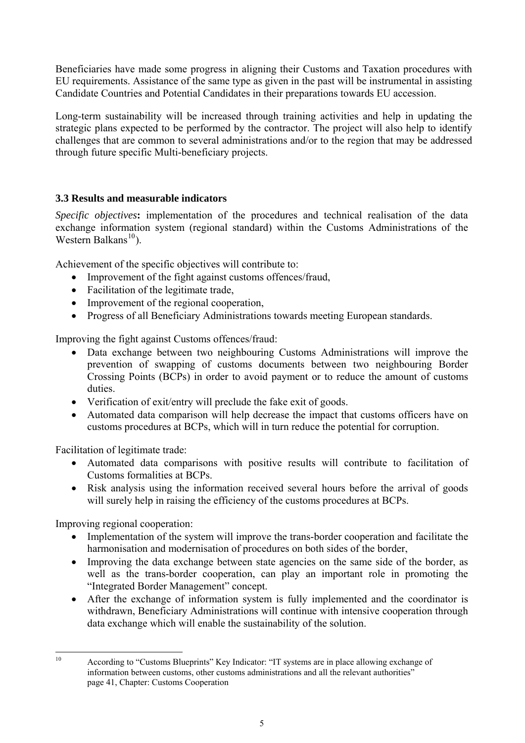Beneficiaries have made some progress in aligning their Customs and Taxation procedures with EU requirements. Assistance of the same type as given in the past will be instrumental in assisting Candidate Countries and Potential Candidates in their preparations towards EU accession.

Long-term sustainability will be increased through training activities and help in updating the strategic plans expected to be performed by the contractor. The project will also help to identify challenges that are common to several administrations and/or to the region that may be addressed through future specific Multi-beneficiary projects.

### 3.3 Results and measurable indicators

*Specific objectives***:** implementation of the procedures and technical realisation of the data exchange information system (regional standard) within the Customs Administrations of the Western Balkans[10]).

Achievement of the specific objectives will contribute to:

- Improvement of the fight against customs offences/fraud,
- Facilitation of the legitimate trade,
- Improvement of the regional cooperation,
- Progress of all Beneficiary Administrations towards meeting European standards.

Improving the fight against Customs offences/fraud:

- Data exchange between two neighbouring Customs Administrations will improve the prevention of swapping of customs documents between two neighbouring Border Crossing Points (BCPs) in order to avoid payment or to reduce the amount of customs duties.
- Verification of exit/entry will preclude the fake exit of goods.
- Automated data comparison will help decrease the impact that customs officers have on customs procedures at BCPs, which will in turn reduce the potential for corruption.

Facilitation of legitimate trade:

- Automated data comparisons with positive results will contribute to facilitation of Customs formalities at BCPs.
- Risk analysis using the information received several hours before the arrival of goods will surely help in raising the efficiency of the customs procedures at BCPs.

Improving regional cooperation:

- Implementation of the system will improve the trans-border cooperation and facilitate the harmonisation and modernisation of procedures on both sides of the border,
- Improving the data exchange between state agencies on the same side of the border, as well as the trans-border cooperation, can play an important role in promoting the "Integrated Border Management" concept.
- After the exchange of information system is fully implemented and the coordinator is withdrawn, Beneficiary Administrations will continue with intensive cooperation through data exchange which will enable the sustainability of the solution.

---

[10] According to "Customs Blueprints" Key Indicator: "IT systems are in place allowing exchange of information between customs, other customs administrations and all the relevant authorities" page 41, Chapter: Customs Cooperation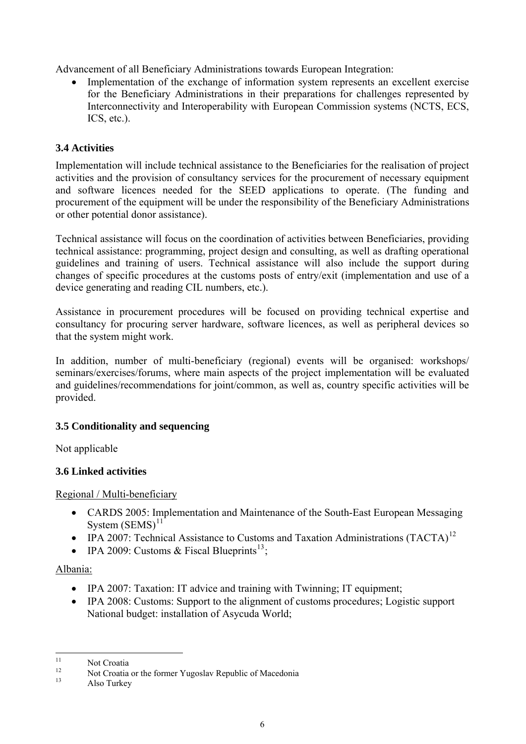Advancement of all Beneficiary Administrations towards European Integration:

- Implementation of the exchange of information system represents an excellent exercise for the Beneficiary Administrations in their preparations for challenges represented by Interconnectivity and Interoperability with European Commission systems (NCTS, ECS, ICS, etc.).

### 3.4 Activities

Implementation will include technical assistance to the Beneficiaries for the realisation of project activities and the provision of consultancy services for the procurement of necessary equipment and software licences needed for the SEED applications to operate. (The funding and procurement of the equipment will be under the responsibility of the Beneficiary Administrations or other potential donor assistance).

Technical assistance will focus on the coordination of activities between Beneficiaries, providing technical assistance: programming, project design and consulting, as well as drafting operational guidelines and training of users. Technical assistance will also include the support during changes of specific procedures at the customs posts of entry/exit (implementation and use of a device generating and reading CIL numbers, etc.).

Assistance in procurement procedures will be focused on providing technical expertise and consultancy for procuring server hardware, software licences, as well as peripheral devices so that the system might work.

In addition, number of multi-beneficiary (regional) events will be organised: workshops/ seminars/exercises/forums, where main aspects of the project implementation will be evaluated and guidelines/recommendations for joint/common, as well as, country specific activities will be provided.

### 3.5 Conditionality and sequencing

Not applicable

### 3.6 Linked activities

Regional / Multi-beneficiary

- CARDS 2005: Implementation and Maintenance of the South-East European Messaging System (SEMS)[11]
- IPA 2007: Technical Assistance to Customs and Taxation Administrations (TACTA)[12]
- IPA 2009: Customs & Fiscal Blueprints[13];

Albania:

- IPA 2007: Taxation: IT advice and training with Twinning; IT equipment;
- IPA 2008: Customs: Support to the alignment of customs procedures; Logistic support National budget: installation of Asycuda World;

---

[11] Not Croatia

[12] Not Croatia or the former Yugoslav Republic of Macedonia

[13] Also Turkey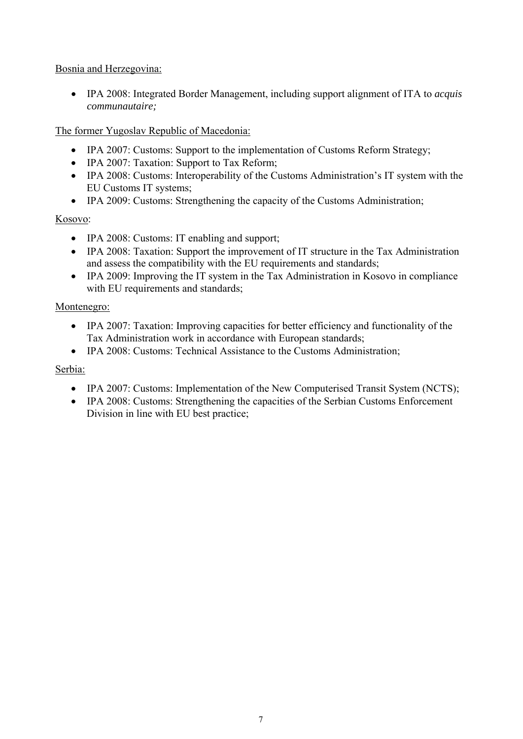Bosnia and Herzegovina:

- IPA 2008: Integrated Border Management, including support alignment of ITA to *acquis communautaire;*

The former Yugoslav Republic of Macedonia:

- IPA 2007: Customs: Support to the implementation of Customs Reform Strategy;
- IPA 2007: Taxation: Support to Tax Reform;
- IPA 2008: Customs: Interoperability of the Customs Administration's IT system with the EU Customs IT systems;
- IPA 2009: Customs: Strengthening the capacity of the Customs Administration;

Kosovo:

- IPA 2008: Customs: IT enabling and support;
- IPA 2008: Taxation: Support the improvement of IT structure in the Tax Administration and assess the compatibility with the EU requirements and standards;
- IPA 2009: Improving the IT system in the Tax Administration in Kosovo in compliance with EU requirements and standards;

Montenegro:

- IPA 2007: Taxation: Improving capacities for better efficiency and functionality of the Tax Administration work in accordance with European standards;
- IPA 2008: Customs: Technical Assistance to the Customs Administration;

Serbia:

- IPA 2007: Customs: Implementation of the New Computerised Transit System (NCTS);
- IPA 2008: Customs: Strengthening the capacities of the Serbian Customs Enforcement Division in line with EU best practice;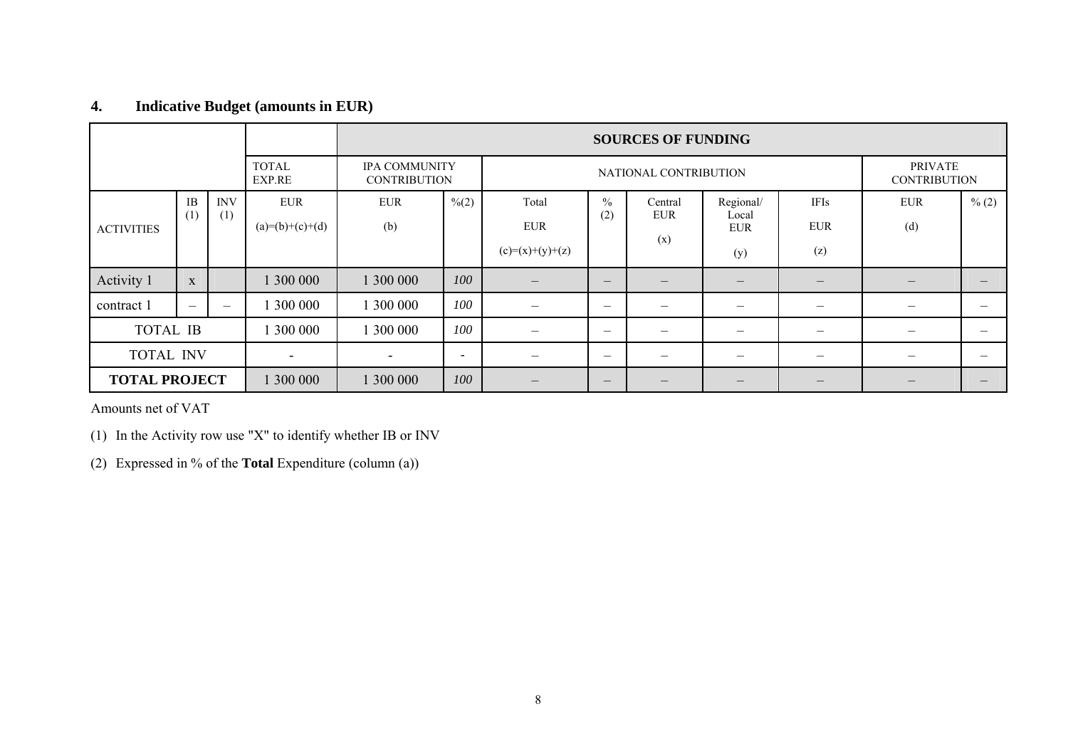## 4. Indicative Budget (amounts in EUR)

| | | | | SOURCES OF FUNDING | | | | | | | | |
|---|---|---|---|---|---|---|---|---|---|---|---|---|
| | | | TOTAL EXP.RE | IPA COMMUNITY CONTRIBUTION | | NATIONAL CONTRIBUTION | | | | | PRIVATE CONTRIBUTION | |
| ACTIVITIES | IB (1) | INV (1) | EUR (a)=(b)+(c)+(d) | EUR (b) | %(2) | Total EUR (c)=(x)+(y)+(z) | % (2) | Central EUR (x) | Regional/ Local EUR (y) | IFIs EUR (z) | EUR (d) | % (2) |
| Activity 1 | x | | 1 300 000 | 1 300 000 | *100* | – | – | – | – | – | – | – |
| contract 1 | – | – | 1 300 000 | 1 300 000 | *100* | – | – | – | – | – | – | – |
| TOTAL IB | | | 1 300 000 | 1 300 000 | *100* | – | – | – | – | – | – | – |
| TOTAL INV | | | - | - | - | – | – | – | – | – | – | – |
| **TOTAL PROJECT** | | | 1 300 000 | 1 300 000 | *100* | – | – | – | – | – | – | – |

Amounts net of VAT

(1) In the Activity row use "X" to identify whether IB or INV

(2) Expressed in % of the **Total** Expenditure (column (a))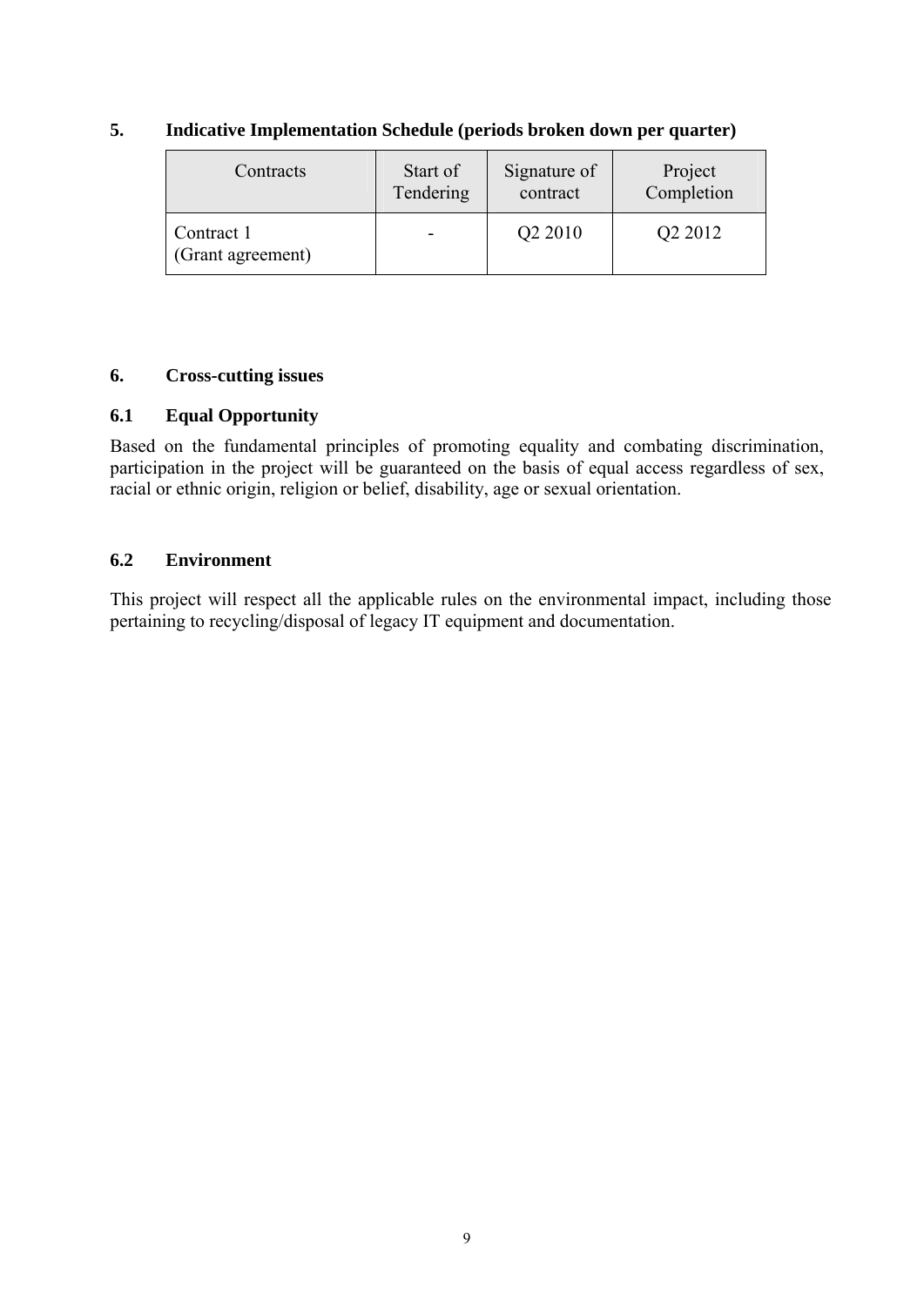## 5. Indicative Implementation Schedule (periods broken down per quarter)

| Contracts | Start of Tendering | Signature of contract | Project Completion |
|---|---|---|---|
| Contract 1 (Grant agreement) | - | Q2 2010 | Q2 2012 |

## 6. Cross-cutting issues

### 6.1 Equal Opportunity

Based on the fundamental principles of promoting equality and combating discrimination, participation in the project will be guaranteed on the basis of equal access regardless of sex, racial or ethnic origin, religion or belief, disability, age or sexual orientation.

### 6.2 Environment

This project will respect all the applicable rules on the environmental impact, including those pertaining to recycling/disposal of legacy IT equipment and documentation.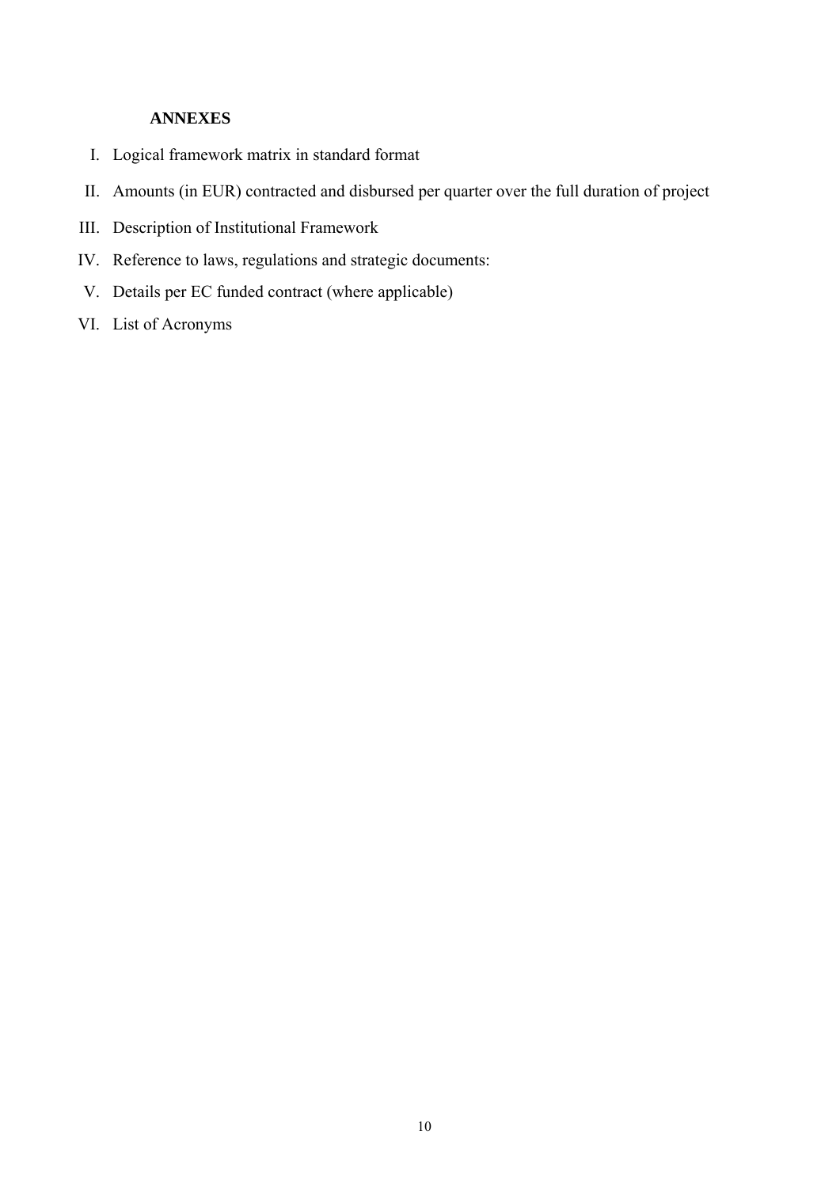**ANNEXES**

I. Logical framework matrix in standard format

II. Amounts (in EUR) contracted and disbursed per quarter over the full duration of project

III. Description of Institutional Framework

IV. Reference to laws, regulations and strategic documents:

V. Details per EC funded contract (where applicable)

VI. List of Acronyms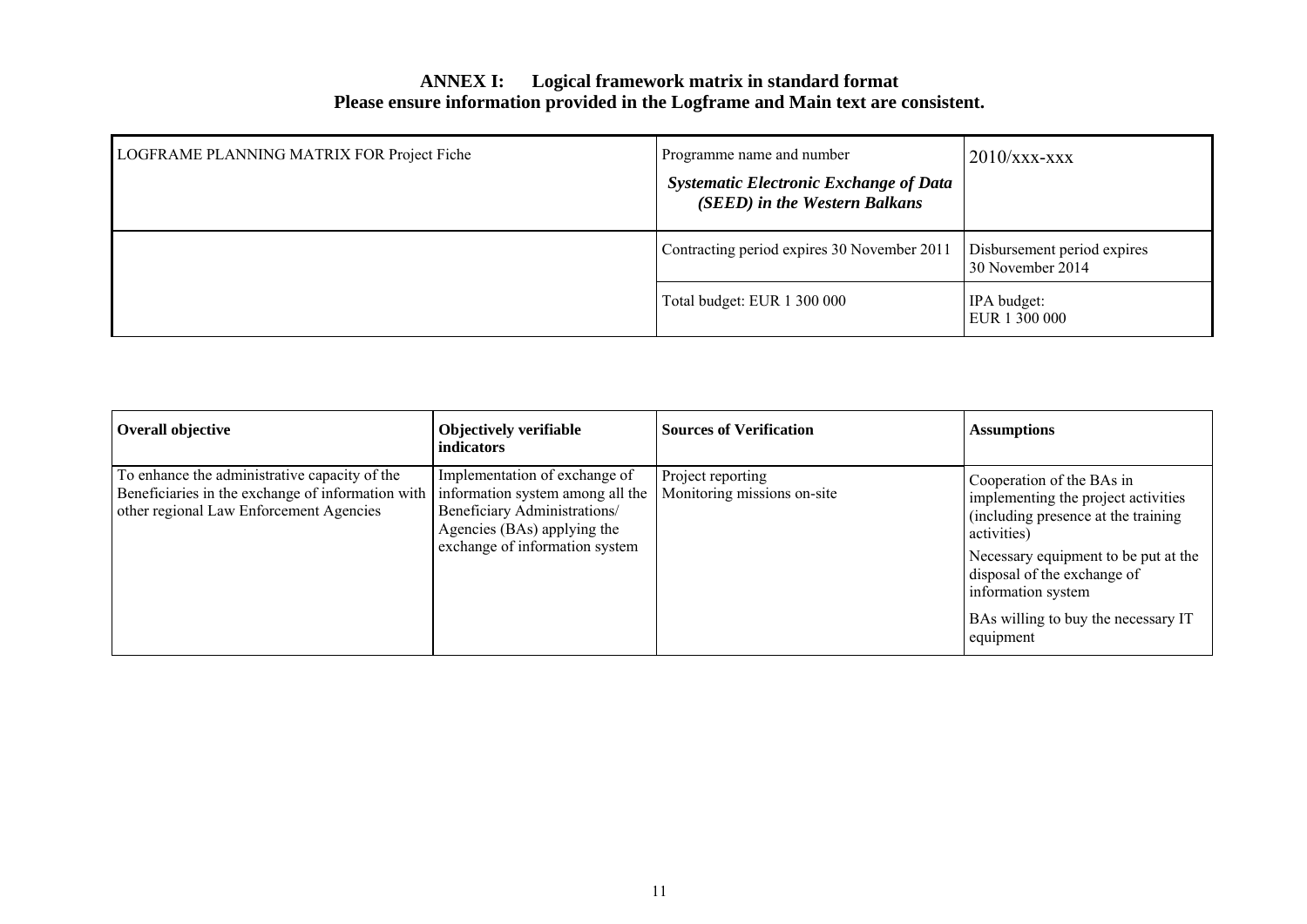**ANNEX I: Logical framework matrix in standard format**
**Please ensure information provided in the Logframe and Main text are consistent.**

| LOGFRAME PLANNING MATRIX FOR Project Fiche | Programme name and number<br>***Systematic Electronic Exchange of Data (SEED) in the Western Balkans*** | 2010/xxx-xxx |
|---|---|---|
| | Contracting period expires 30 November 2011 | Disbursement period expires 30 November 2014 |
| | Total budget: EUR 1 300 000 | IPA budget:<br>EUR 1 300 000 |

| **Overall objective** | **Objectively verifiable indicators** | **Sources of Verification** | **Assumptions** |
|---|---|---|---|
| To enhance the administrative capacity of the Beneficiaries in the exchange of information with other regional Law Enforcement Agencies | Implementation of exchange of information system among all the Beneficiary Administrations/ Agencies (BAs) applying the exchange of information system | Project reporting<br>Monitoring missions on-site | Cooperation of the BAs in implementing the project activities (including presence at the training activities)<br>Necessary equipment to be put at the disposal of the exchange of information system<br>BAs willing to buy the necessary IT equipment |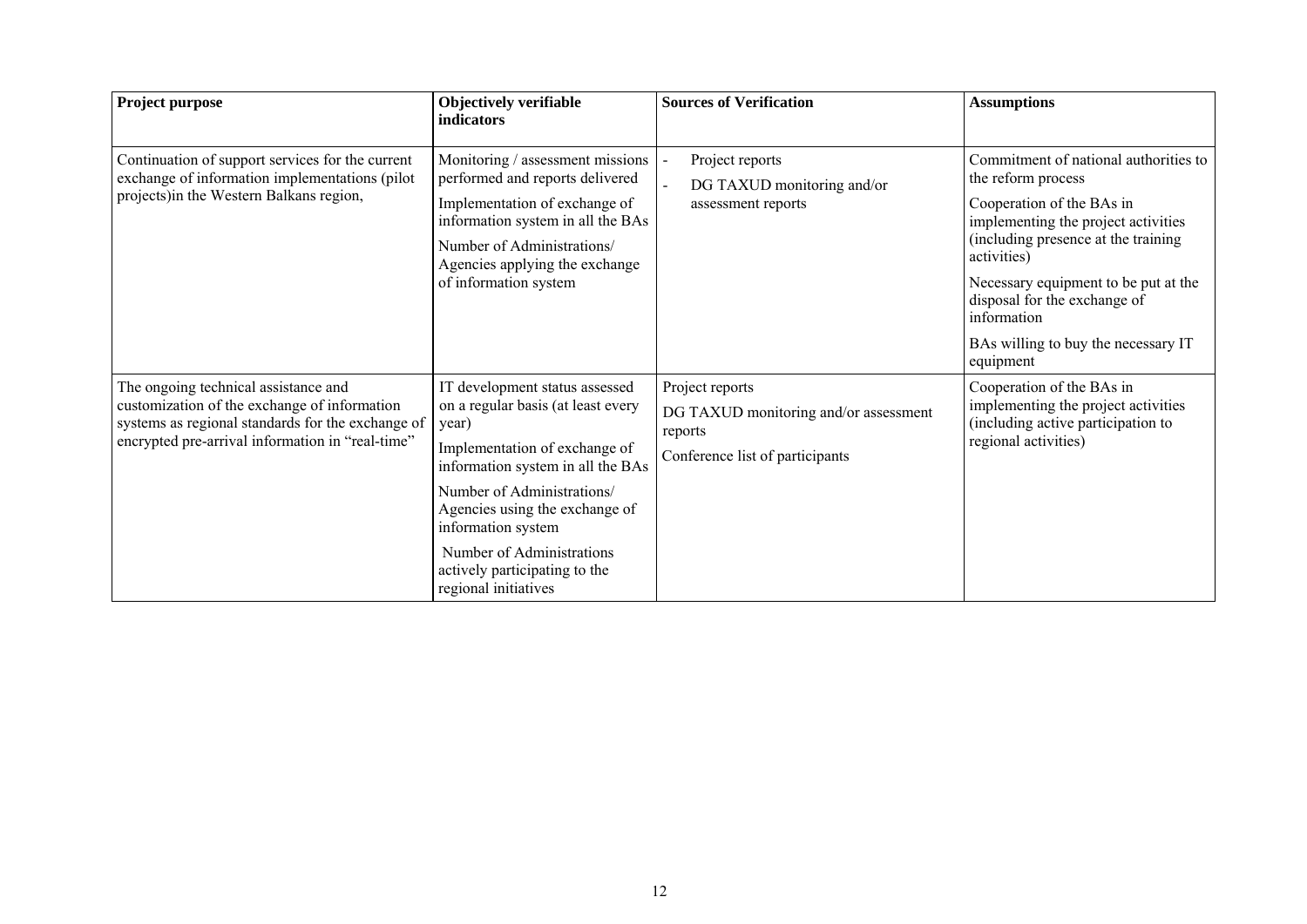| **Project purpose** | **Objectively verifiable indicators** | **Sources of Verification** | **Assumptions** |
|---|---|---|---|
| Continuation of support services for the current exchange of information implementations (pilot projects)in the Western Balkans region, | Monitoring / assessment missions performed and reports delivered<br><br>Implementation of exchange of information system in all the BAs<br><br>Number of Administrations/ Agencies applying the exchange of information system | - Project reports<br>- DG TAXUD monitoring and/or assessment reports | Commitment of national authorities to the reform process<br><br>Cooperation of the BAs in implementing the project activities (including presence at the training activities)<br><br>Necessary equipment to be put at the disposal for the exchange of information<br><br>BAs willing to buy the necessary IT equipment |
| The ongoing technical assistance and customization of the exchange of information systems as regional standards for the exchange of encrypted pre-arrival information in "real-time" | IT development status assessed on a regular basis (at least every year)<br><br>Implementation of exchange of information system in all the BAs<br><br>Number of Administrations/ Agencies using the exchange of information system<br><br>Number of Administrations actively participating to the regional initiatives | Project reports<br><br>DG TAXUD monitoring and/or assessment reports<br><br>Conference list of participants | Cooperation of the BAs in implementing the project activities (including active participation to regional activities) |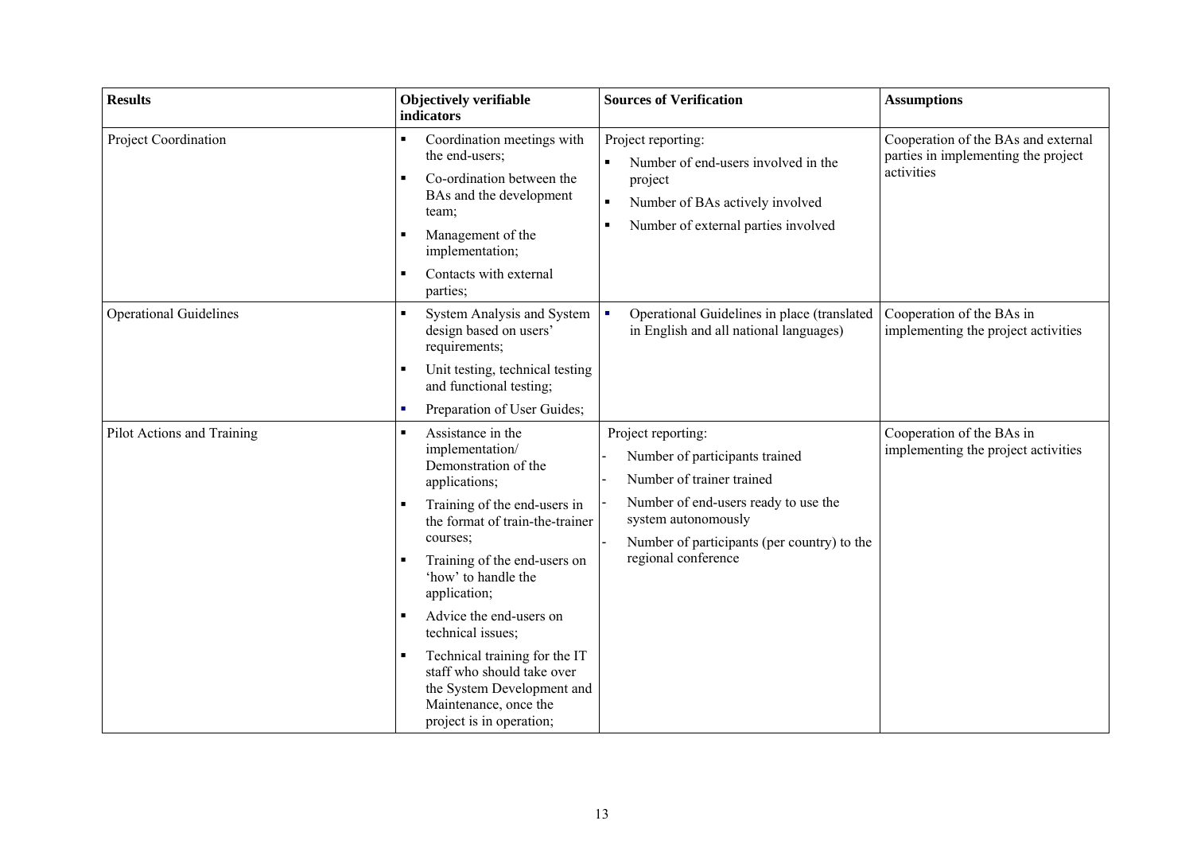| Results | Objectively verifiable indicators | Sources of Verification | Assumptions |
|---|---|---|---|
| Project Coordination | ▪ Coordination meetings with the end-users;<br>▪ Co-ordination between the BAs and the development team;<br>▪ Management of the implementation;<br>▪ Contacts with external parties; | Project reporting:<br>▪ Number of end-users involved in the project<br>▪ Number of BAs actively involved<br>▪ Number of external parties involved | Cooperation of the BAs and external parties in implementing the project activities |
| Operational Guidelines | ▪ System Analysis and System design based on users' requirements;<br>▪ Unit testing, technical testing and functional testing;<br>▪ Preparation of User Guides; | ▪ Operational Guidelines in place (translated in English and all national languages) | Cooperation of the BAs in implementing the project activities |
| Pilot Actions and Training | ▪ Assistance in the implementation/ Demonstration of the applications;<br>▪ Training of the end-users in the format of train-the-trainer courses;<br>▪ Training of the end-users on 'how' to handle the application;<br>▪ Advice the end-users on technical issues;<br>▪ Technical training for the IT staff who should take over the System Development and Maintenance, once the project is in operation; | Project reporting:<br>- Number of participants trained<br>- Number of trainer trained<br>- Number of end-users ready to use the system autonomously<br>- Number of participants (per country) to the regional conference | Cooperation of the BAs in implementing the project activities |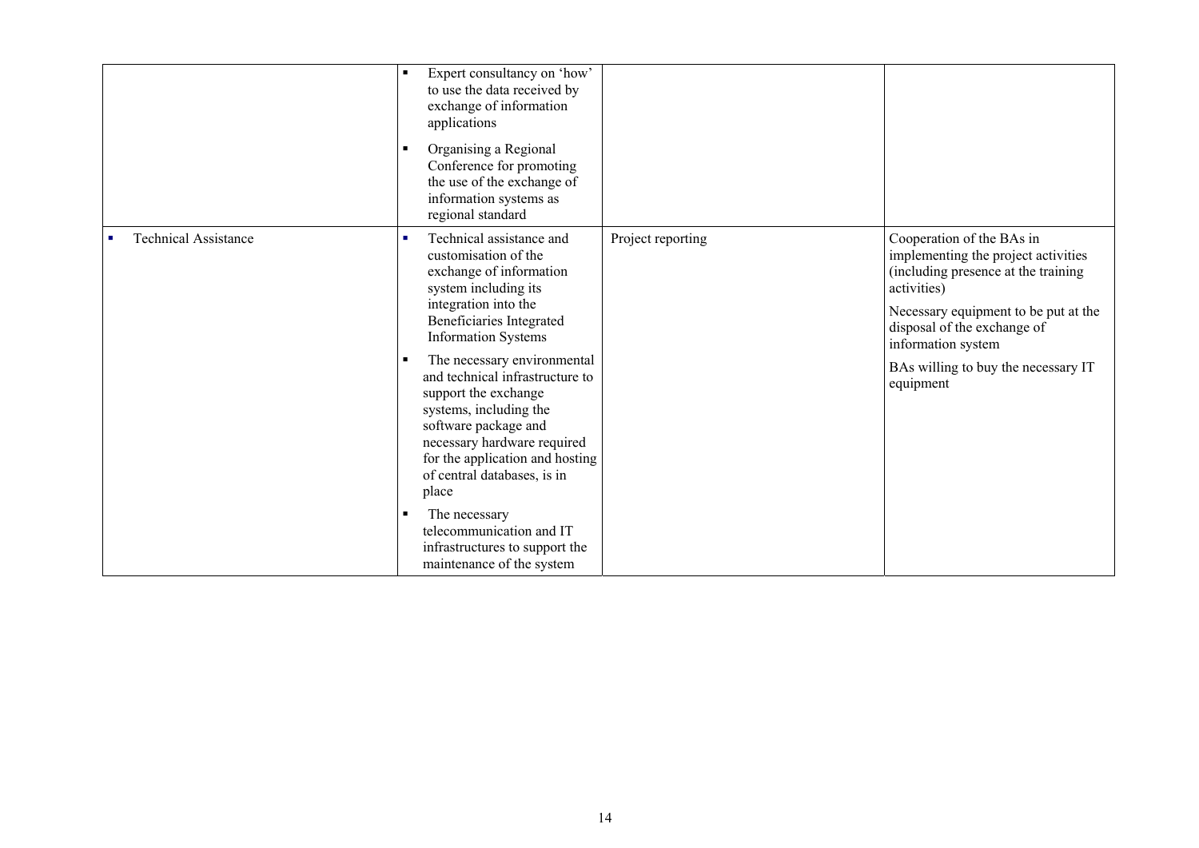| | | | |
|---|---|---|---|
| | ▪ Expert consultancy on 'how' to use the data received by exchange of information applications<br>▪ Organising a Regional Conference for promoting the use of the exchange of information systems as regional standard | | |
| ▪ Technical Assistance | ▪ Technical assistance and customisation of the exchange of information system including its integration into the Beneficiaries Integrated Information Systems<br>▪ The necessary environmental and technical infrastructure to support the exchange systems, including the software package and necessary hardware required for the application and hosting of central databases, is in place<br>▪ The necessary telecommunication and IT infrastructures to support the maintenance of the system | Project reporting | Cooperation of the BAs in implementing the project activities (including presence at the training activities)<br>Necessary equipment to be put at the disposal of the exchange of information system<br>BAs willing to buy the necessary IT equipment |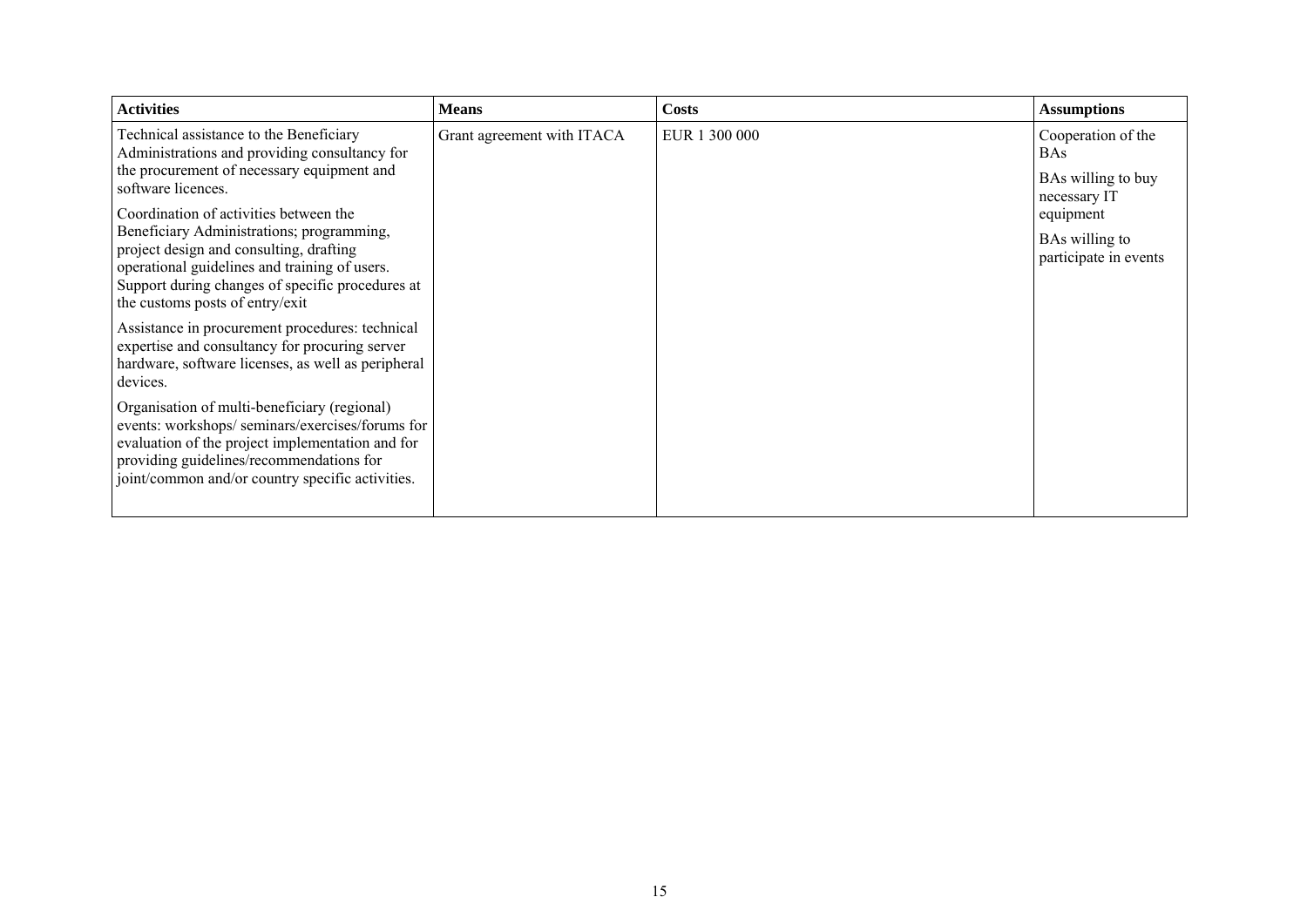| **Activities** | **Means** | **Costs** | **Assumptions** |
| --- | --- | --- | --- |
| Technical assistance to the Beneficiary Administrations and providing consultancy for the procurement of necessary equipment and software licences.<br><br>Coordination of activities between the Beneficiary Administrations; programming, project design and consulting, drafting operational guidelines and training of users. Support during changes of specific procedures at the customs posts of entry/exit<br><br>Assistance in procurement procedures: technical expertise and consultancy for procuring server hardware, software licenses, as well as peripheral devices.<br><br>Organisation of multi-beneficiary (regional) events: workshops/ seminars/exercises/forums for evaluation of the project implementation and for providing guidelines/recommendations for joint/common and/or country specific activities. | Grant agreement with ITACA | EUR 1 300 000 | Cooperation of the BAs<br><br>BAs willing to buy necessary IT equipment<br><br>BAs willing to participate in events |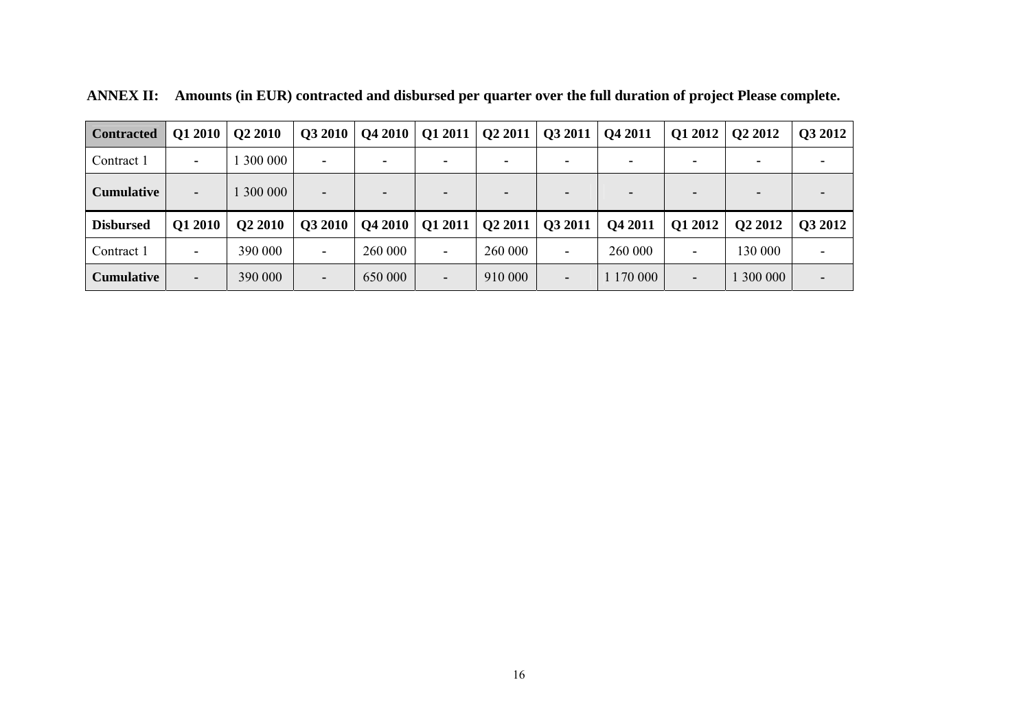**ANNEX II: Amounts (in EUR) contracted and disbursed per quarter over the full duration of project Please complete.**

| Contracted | Q1 2010 | Q2 2010 | Q3 2010 | Q4 2010 | Q1 2011 | Q2 2011 | Q3 2011 | Q4 2011 | Q1 2012 | Q2 2012 | Q3 2012 |
|---|---|---|---|---|---|---|---|---|---|---|---|
| Contract 1 | - | 1 300 000 | - | - | - | - | - | - | - | - | - |
| **Cumulative** | - | 1 300 000 | - | - | - | - | - | - | - | - | - |
| **Disbursed** | **Q1 2010** | **Q2 2010** | **Q3 2010** | **Q4 2010** | **Q1 2011** | **Q2 2011** | **Q3 2011** | **Q4 2011** | **Q1 2012** | **Q2 2012** | **Q3 2012** |
| Contract 1 | - | 390 000 | - | 260 000 | - | 260 000 | - | 260 000 | - | 130 000 | - |
| **Cumulative** | - | 390 000 | - | 650 000 | - | 910 000 | - | 1 170 000 | - | 1 300 000 | - |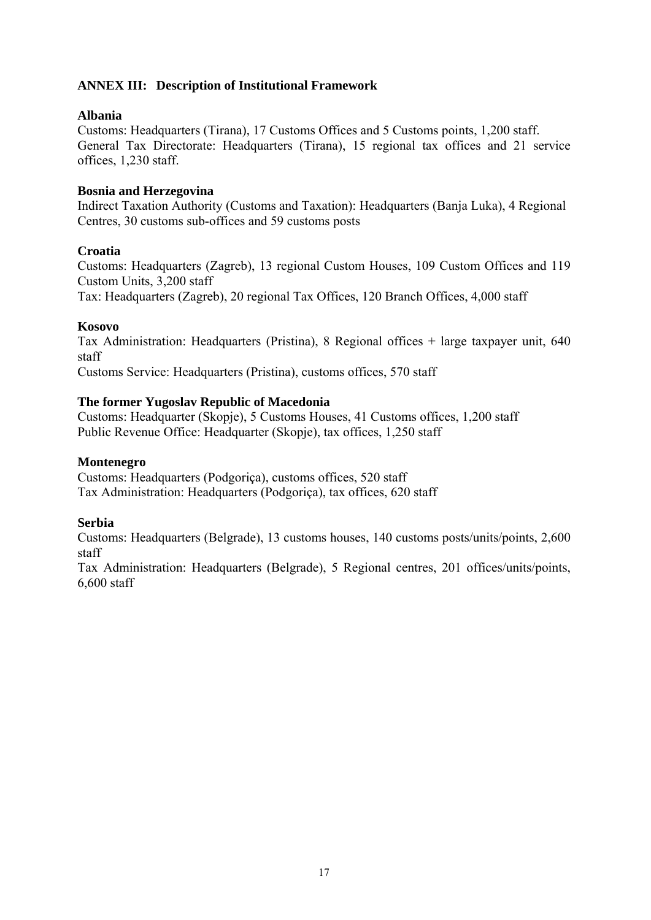## ANNEX III: Description of Institutional Framework

**Albania**

Customs: Headquarters (Tirana), 17 Customs Offices and 5 Customs points, 1,200 staff.
General Tax Directorate: Headquarters (Tirana), 15 regional tax offices and 21 service offices, 1,230 staff.

**Bosnia and Herzegovina**

Indirect Taxation Authority (Customs and Taxation): Headquarters (Banja Luka), 4 Regional Centres, 30 customs sub-offices and 59 customs posts

**Croatia**

Customs: Headquarters (Zagreb), 13 regional Custom Houses, 109 Custom Offices and 119 Custom Units, 3,200 staff
Tax: Headquarters (Zagreb), 20 regional Tax Offices, 120 Branch Offices, 4,000 staff

**Kosovo**

Tax Administration: Headquarters (Pristina), 8 Regional offices + large taxpayer unit, 640 staff
Customs Service: Headquarters (Pristina), customs offices, 570 staff

**The former Yugoslav Republic of Macedonia**

Customs: Headquarter (Skopje), 5 Customs Houses, 41 Customs offices, 1,200 staff
Public Revenue Office: Headquarter (Skopje), tax offices, 1,250 staff

**Montenegro**

Customs: Headquarters (Podgoriça), customs offices, 520 staff
Tax Administration: Headquarters (Podgoriça), tax offices, 620 staff

**Serbia**

Customs: Headquarters (Belgrade), 13 customs houses, 140 customs posts/units/points, 2,600 staff
Tax Administration: Headquarters (Belgrade), 5 Regional centres, 201 offices/units/points, 6,600 staff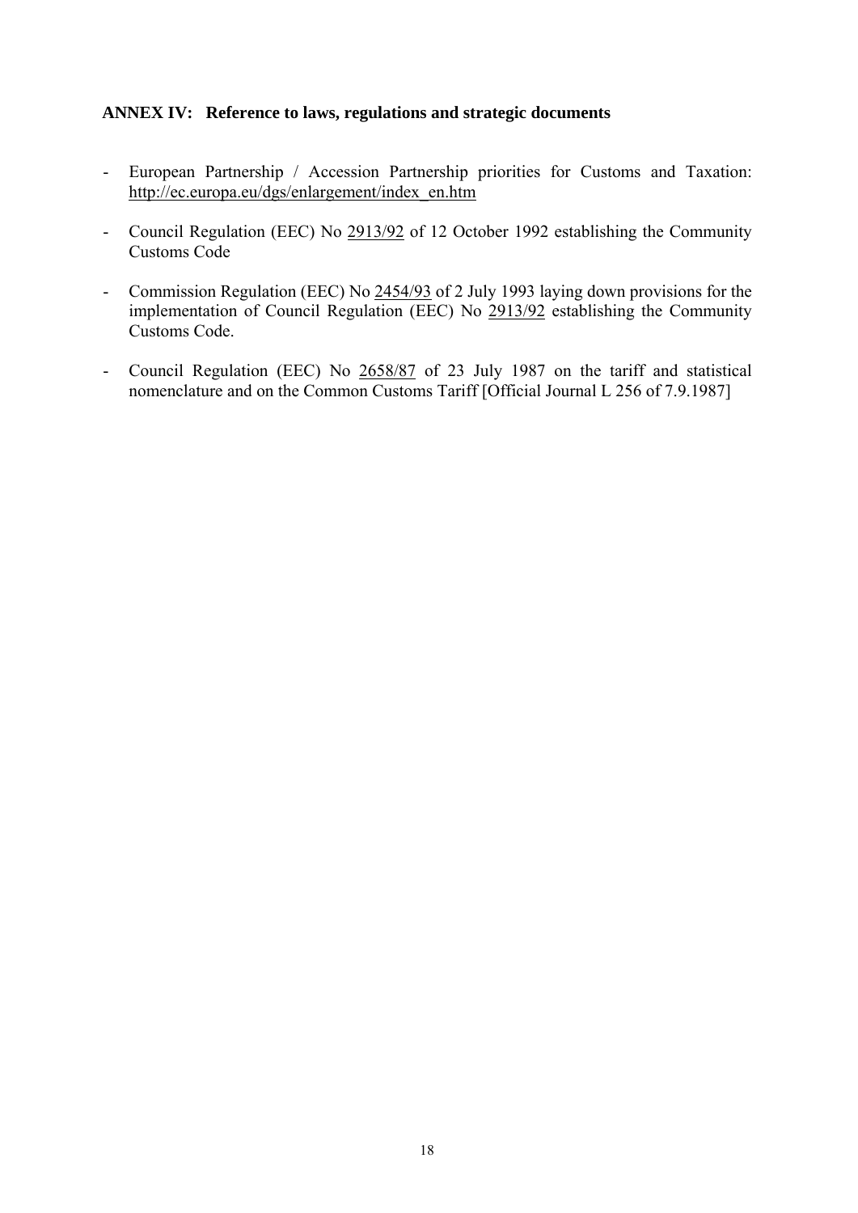**ANNEX IV: Reference to laws, regulations and strategic documents**

- European Partnership / Accession Partnership priorities for Customs and Taxation: http://ec.europa.eu/dgs/enlargement/index_en.htm
- Council Regulation (EEC) No 2913/92 of 12 October 1992 establishing the Community Customs Code
- Commission Regulation (EEC) No 2454/93 of 2 July 1993 laying down provisions for the implementation of Council Regulation (EEC) No 2913/92 establishing the Community Customs Code.
- Council Regulation (EEC) No 2658/87 of 23 July 1987 on the tariff and statistical nomenclature and on the Common Customs Tariff [Official Journal L 256 of 7.9.1987]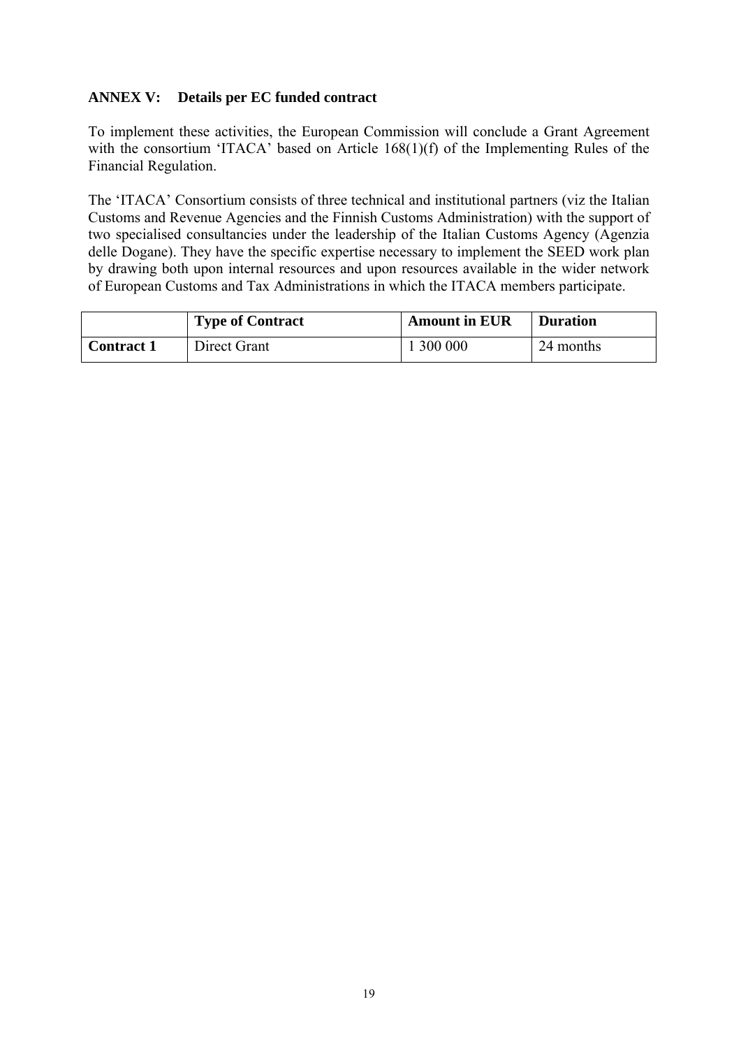**ANNEX V: Details per EC funded contract**

To implement these activities, the European Commission will conclude a Grant Agreement with the consortium 'ITACA' based on Article 168(1)(f) of the Implementing Rules of the Financial Regulation.

The 'ITACA' Consortium consists of three technical and institutional partners (viz the Italian Customs and Revenue Agencies and the Finnish Customs Administration) with the support of two specialised consultancies under the leadership of the Italian Customs Agency (Agenzia delle Dogane). They have the specific expertise necessary to implement the SEED work plan by drawing both upon internal resources and upon resources available in the wider network of European Customs and Tax Administrations in which the ITACA members participate.

| | **Type of Contract** | **Amount in EUR** | **Duration** |
|---|---|---|---|
| **Contract 1** | Direct Grant | 1 300 000 | 24 months |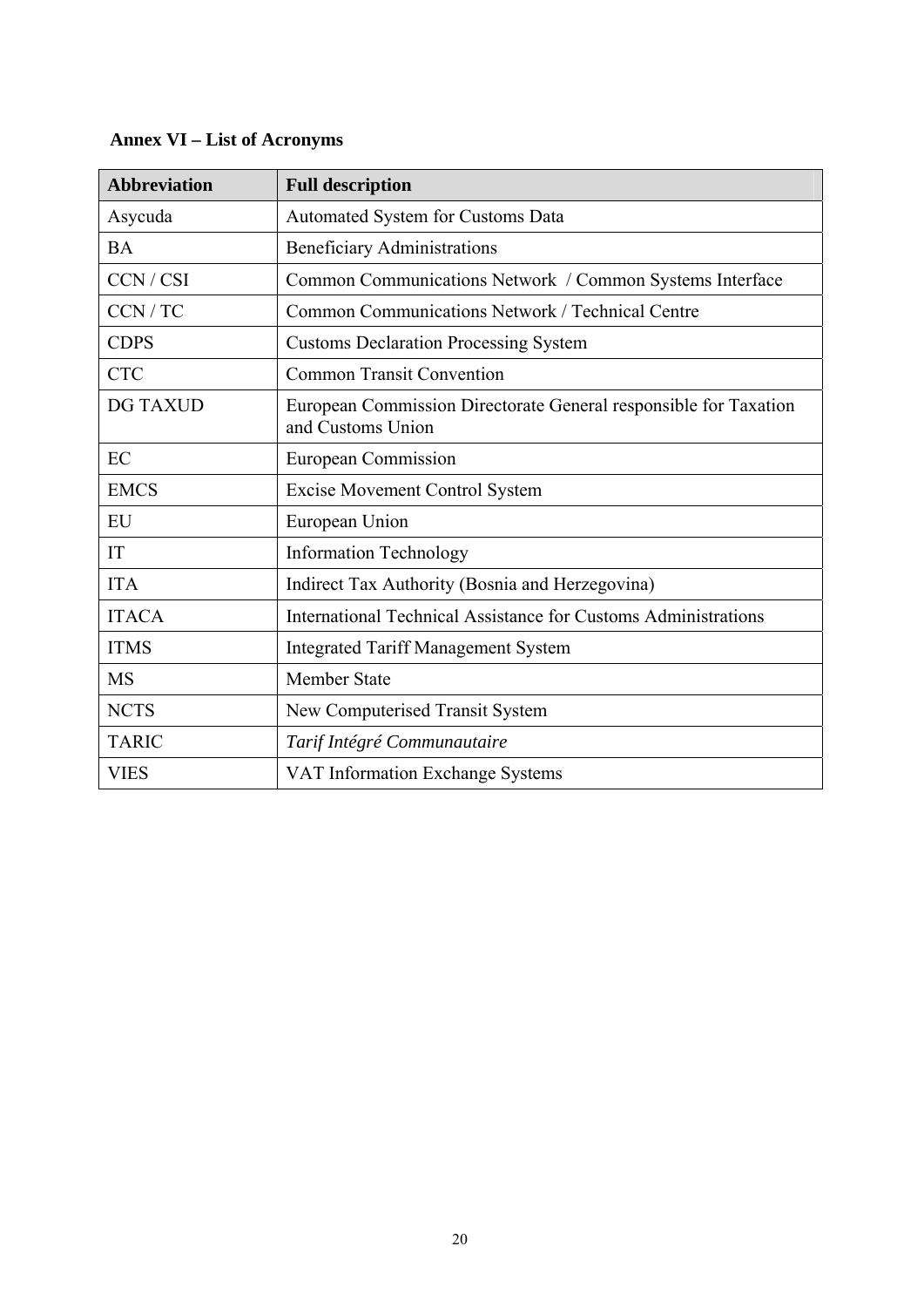## Annex VI – List of Acronyms

| Abbreviation | Full description |
|---|---|
| Asycuda | Automated System for Customs Data |
| BA | Beneficiary Administrations |
| CCN / CSI | Common Communications Network / Common Systems Interface |
| CCN / TC | Common Communications Network / Technical Centre |
| CDPS | Customs Declaration Processing System |
| CTC | Common Transit Convention |
| DG TAXUD | European Commission Directorate General responsible for Taxation and Customs Union |
| EC | European Commission |
| EMCS | Excise Movement Control System |
| EU | European Union |
| IT | Information Technology |
| ITA | Indirect Tax Authority (Bosnia and Herzegovina) |
| ITACA | International Technical Assistance for Customs Administrations |
| ITMS | Integrated Tariff Management System |
| MS | Member State |
| NCTS | New Computerised Transit System |
| TARIC | *Tarif Intégré Communautaire* |
| VIES | VAT Information Exchange Systems |